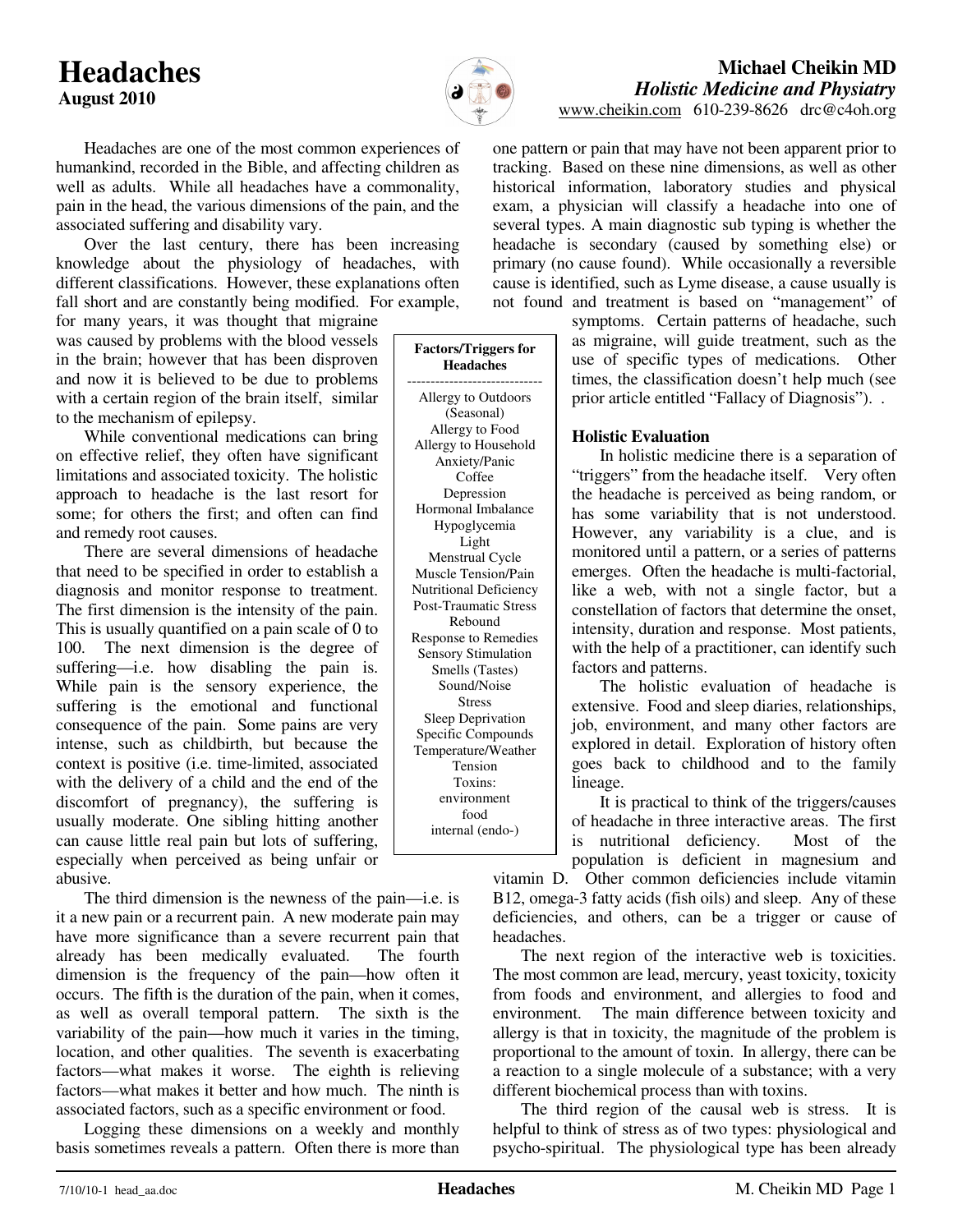# Headaches

**August 2010**

**Michael Cheikin MD**
***Holistic Medicine and Physiatry***
www.cheikin.com 610-239-8626 drc@c4oh.org

Headaches are one of the most common experiences of humankind, recorded in the Bible, and affecting children as well as adults. While all headaches have a commonality, pain in the head, the various dimensions of the pain, and the associated suffering and disability vary.

Over the last century, there has been increasing knowledge about the physiology of headaches, with different classifications. However, these explanations often fall short and are constantly being modified. For example, for many years, it was thought that migraine was caused by problems with the blood vessels in the brain; however that has been disproven and now it is believed to be due to problems with a certain region of the brain itself, similar to the mechanism of epilepsy.

While conventional medications can bring on effective relief, they often have significant limitations and associated toxicity. The holistic approach to headache is the last resort for some; for others the first; and often can find and remedy root causes.

There are several dimensions of headache that need to be specified in order to establish a diagnosis and monitor response to treatment. The first dimension is the intensity of the pain. This is usually quantified on a pain scale of 0 to 100. The next dimension is the degree of suffering—i.e. how disabling the pain is. While pain is the sensory experience, the suffering is the emotional and functional consequence of the pain. Some pains are very intense, such as childbirth, but because the context is positive (i.e. time-limited, associated with the delivery of a child and the end of the discomfort of pregnancy), the suffering is usually moderate. One sibling hitting another can cause little real pain but lots of suffering, especially when perceived as being unfair or abusive.

The third dimension is the newness of the pain—i.e. is it a new pain or a recurrent pain. A new moderate pain may have more significance than a severe recurrent pain that already has been medically evaluated. The fourth dimension is the frequency of the pain—how often it occurs. The fifth is the duration of the pain, when it comes, as well as overall temporal pattern. The sixth is the variability of the pain—how much it varies in the timing, location, and other qualities. The seventh is exacerbating factors—what makes it worse. The eighth is relieving factors—what makes it better and how much. The ninth is associated factors, such as a specific environment or food.

Logging these dimensions on a weekly and monthly basis sometimes reveals a pattern. Often there is more than one pattern or pain that may have not been apparent prior to tracking. Based on these nine dimensions, as well as other historical information, laboratory studies and physical exam, a physician will classify a headache into one of several types. A main diagnostic sub typing is whether the headache is secondary (caused by something else) or primary (no cause found). While occasionally a reversible cause is identified, such as Lyme disease, a cause usually is not found and treatment is based on "management" of symptoms. Certain patterns of headache, such as migraine, will guide treatment, such as the use of specific types of medications. Other times, the classification doesn't help much (see prior article entitled "Fallacy of Diagnosis"). .

| **Factors/Triggers for Headaches** |
|---|
| Allergy to Outdoors (Seasonal) |
| Allergy to Food |
| Allergy to Household |
| Anxiety/Panic |
| Coffee |
| Depression |
| Hormonal Imbalance |
| Hypoglycemia |
| Light |
| Menstrual Cycle |
| Muscle Tension/Pain |
| Nutritional Deficiency |
| Post-Traumatic Stress |
| Rebound |
| Response to Remedies |
| Sensory Stimulation |
| Smells (Tastes) |
| Sound/Noise |
| Stress |
| Sleep Deprivation |
| Specific Compounds |
| Temperature/Weather |
| Tension |
| Toxins: environment |
| food |
| internal (endo-) |

### Holistic Evaluation

In holistic medicine there is a separation of "triggers" from the headache itself. Very often the headache is perceived as being random, or has some variability that is not understood. However, any variability is a clue, and is monitored until a pattern, or a series of patterns emerges. Often the headache is multi-factorial, like a web, with not a single factor, but a constellation of factors that determine the onset, intensity, duration and response. Most patients, with the help of a practitioner, can identify such factors and patterns.

The holistic evaluation of headache is extensive. Food and sleep diaries, relationships, job, environment, and many other factors are explored in detail. Exploration of history often goes back to childhood and to the family lineage.

It is practical to think of the triggers/causes of headache in three interactive areas. The first is nutritional deficiency. Most of the population is deficient in magnesium and vitamin D. Other common deficiencies include vitamin B12, omega-3 fatty acids (fish oils) and sleep. Any of these deficiencies, and others, can be a trigger or cause of headaches.

The next region of the interactive web is toxicities. The most common are lead, mercury, yeast toxicity, toxicity from foods and environment, and allergies to food and environment. The main difference between toxicity and allergy is that in toxicity, the magnitude of the problem is proportional to the amount of toxin. In allergy, there can be a reaction to a single molecule of a substance; with a very different biochemical process than with toxins.

The third region of the causal web is stress. It is helpful to think of stress as of two types: physiological and psycho-spiritual. The physiological type has been already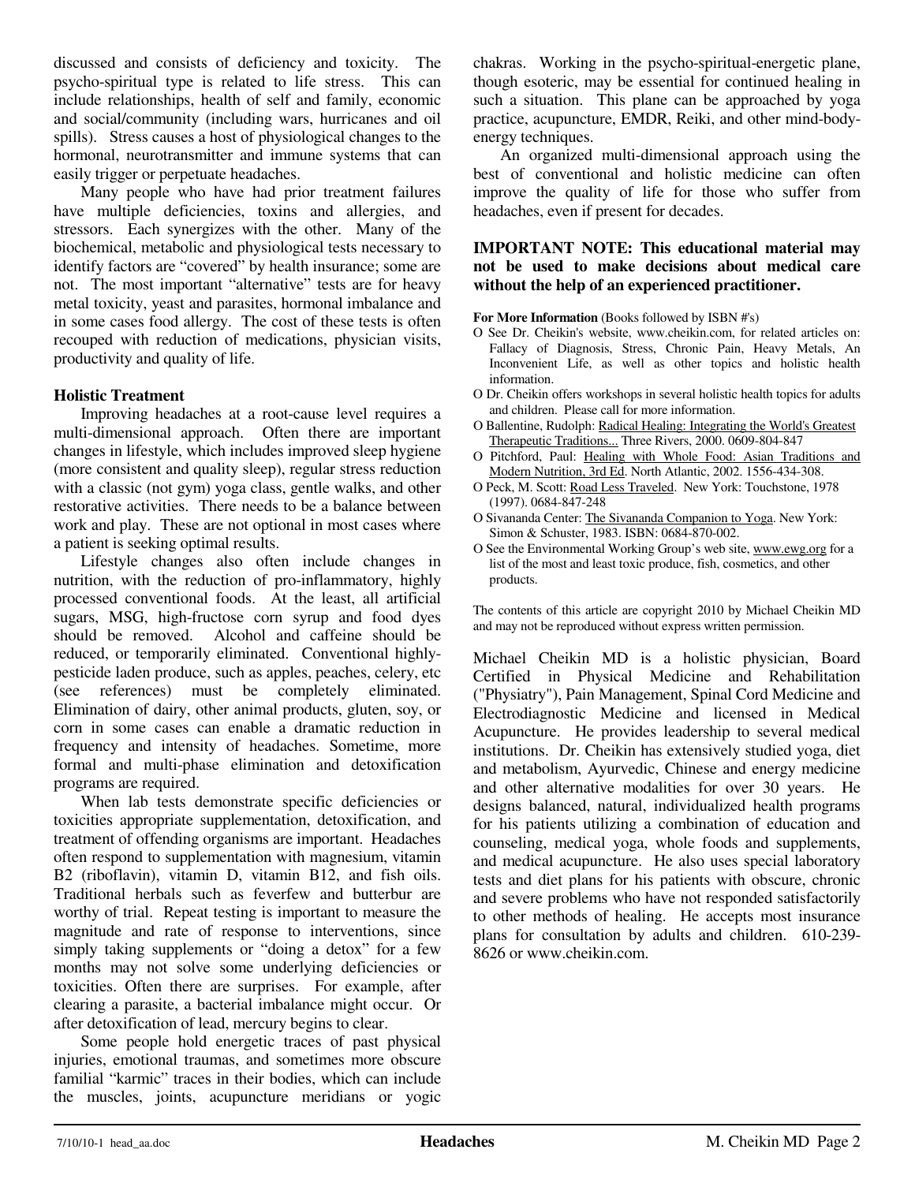discussed and consists of deficiency and toxicity. The psycho-spiritual type is related to life stress. This can include relationships, health of self and family, economic and social/community (including wars, hurricanes and oil spills). Stress causes a host of physiological changes to the hormonal, neurotransmitter and immune systems that can easily trigger or perpetuate headaches.

Many people who have had prior treatment failures have multiple deficiencies, toxins and allergies, and stressors. Each synergizes with the other. Many of the biochemical, metabolic and physiological tests necessary to identify factors are "covered" by health insurance; some are not. The most important "alternative" tests are for heavy metal toxicity, yeast and parasites, hormonal imbalance and in some cases food allergy. The cost of these tests is often recouped with reduction of medications, physician visits, productivity and quality of life.

**Holistic Treatment**

Improving headaches at a root-cause level requires a multi-dimensional approach. Often there are important changes in lifestyle, which includes improved sleep hygiene (more consistent and quality sleep), regular stress reduction with a classic (not gym) yoga class, gentle walks, and other restorative activities. There needs to be a balance between work and play. These are not optional in most cases where a patient is seeking optimal results.

Lifestyle changes also often include changes in nutrition, with the reduction of pro-inflammatory, highly processed conventional foods. At the least, all artificial sugars, MSG, high-fructose corn syrup and food dyes should be removed. Alcohol and caffeine should be reduced, or temporarily eliminated. Conventional highly-pesticide laden produce, such as apples, peaches, celery, etc (see references) must be completely eliminated. Elimination of dairy, other animal products, gluten, soy, or corn in some cases can enable a dramatic reduction in frequency and intensity of headaches. Sometime, more formal and multi-phase elimination and detoxification programs are required.

When lab tests demonstrate specific deficiencies or toxicities appropriate supplementation, detoxification, and treatment of offending organisms are important. Headaches often respond to supplementation with magnesium, vitamin B2 (riboflavin), vitamin D, vitamin B12, and fish oils. Traditional herbals such as feverfew and butterbur are worthy of trial. Repeat testing is important to measure the magnitude and rate of response to interventions, since simply taking supplements or "doing a detox" for a few months may not solve some underlying deficiencies or toxicities. Often there are surprises. For example, after clearing a parasite, a bacterial imbalance might occur. Or after detoxification of lead, mercury begins to clear.

Some people hold energetic traces of past physical injuries, emotional traumas, and sometimes more obscure familial "karmic" traces in their bodies, which can include the muscles, joints, acupuncture meridians or yogic chakras. Working in the psycho-spiritual-energetic plane, though esoteric, may be essential for continued healing in such a situation. This plane can be approached by yoga practice, acupuncture, EMDR, Reiki, and other mind-body-energy techniques.

An organized multi-dimensional approach using the best of conventional and holistic medicine can often improve the quality of life for those who suffer from headaches, even if present for decades.

**IMPORTANT NOTE: This educational material may not be used to make decisions about medical care without the help of an experienced practitioner.**

**For More Information** (Books followed by ISBN #'s)

- See Dr. Cheikin's website, www.cheikin.com, for related articles on: Fallacy of Diagnosis, Stress, Chronic Pain, Heavy Metals, An Inconvenient Life, as well as other topics and holistic health information.
- Dr. Cheikin offers workshops in several holistic health topics for adults and children. Please call for more information.
- Ballentine, Rudolph: Radical Healing: Integrating the World's Greatest Therapeutic Traditions... Three Rivers, 2000. 0609-804-847
- Pitchford, Paul: Healing with Whole Food: Asian Traditions and Modern Nutrition, 3rd Ed. North Atlantic, 2002. 1556-434-308.
- Peck, M. Scott: Road Less Traveled. New York: Touchstone, 1978 (1997). 0684-847-248
- Sivananda Center: The Sivananda Companion to Yoga. New York: Simon & Schuster, 1983. ISBN: 0684-870-002.
- See the Environmental Working Group's web site, www.ewg.org for a list of the most and least toxic produce, fish, cosmetics, and other products.

The contents of this article are copyright 2010 by Michael Cheikin MD and may not be reproduced without express written permission.

Michael Cheikin MD is a holistic physician, Board Certified in Physical Medicine and Rehabilitation ("Physiatry"), Pain Management, Spinal Cord Medicine and Electrodiagnostic Medicine and licensed in Medical Acupuncture. He provides leadership to several medical institutions. Dr. Cheikin has extensively studied yoga, diet and metabolism, Ayurvedic, Chinese and energy medicine and other alternative modalities for over 30 years. He designs balanced, natural, individualized health programs for his patients utilizing a combination of education and counseling, medical yoga, whole foods and supplements, and medical acupuncture. He also uses special laboratory tests and diet plans for his patients with obscure, chronic and severe problems who have not responded satisfactorily to other methods of healing. He accepts most insurance plans for consultation by adults and children. 610-239-8626 or www.cheikin.com.